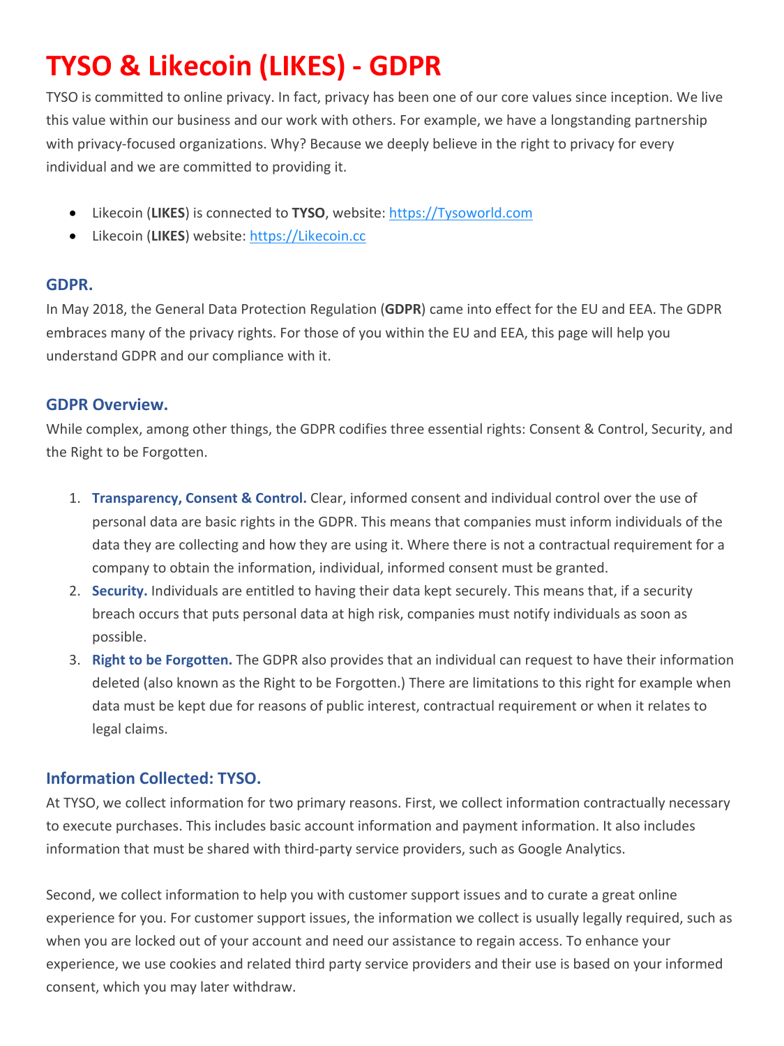# TYSO & Likecoin (LIKES) - GDPR

TYSO is committed to online privacy. In fact, privacy has been one of our core values since inception. We live this value within our business and our work with others. For example, we have a longstanding partnership with privacy-focused organizations. Why? Because we deeply believe in the right to privacy for every individual and we are committed to providing it.

- Likecoin (**LIKES**) is connected to **TYSO**, website: [https://Tysoworld.com](https://Tysoworld.com)
- Likecoin (**LIKES**) website: [https://Likecoin.cc](https://Likecoin.cc)

### GDPR.

In May 2018, the General Data Protection Regulation (**GDPR**) came into effect for the EU and EEA. The GDPR embraces many of the privacy rights. For those of you within the EU and EEA, this page will help you understand GDPR and our compliance with it.

### GDPR Overview.

While complex, among other things, the GDPR codifies three essential rights: Consent & Control, Security, and the Right to be Forgotten.

1. **Transparency, Consent & Control.** Clear, informed consent and individual control over the use of personal data are basic rights in the GDPR. This means that companies must inform individuals of the data they are collecting and how they are using it. Where there is not a contractual requirement for a company to obtain the information, individual, informed consent must be granted.
2. **Security.** Individuals are entitled to having their data kept securely. This means that, if a security breach occurs that puts personal data at high risk, companies must notify individuals as soon as possible.
3. **Right to be Forgotten.** The GDPR also provides that an individual can request to have their information deleted (also known as the Right to be Forgotten.) There are limitations to this right for example when data must be kept due for reasons of public interest, contractual requirement or when it relates to legal claims.

### Information Collected: TYSO.

At TYSO, we collect information for two primary reasons. First, we collect information contractually necessary to execute purchases. This includes basic account information and payment information. It also includes information that must be shared with third-party service providers, such as Google Analytics.

Second, we collect information to help you with customer support issues and to curate a great online experience for you. For customer support issues, the information we collect is usually legally required, such as when you are locked out of your account and need our assistance to regain access. To enhance your experience, we use cookies and related third party service providers and their use is based on your informed consent, which you may later withdraw.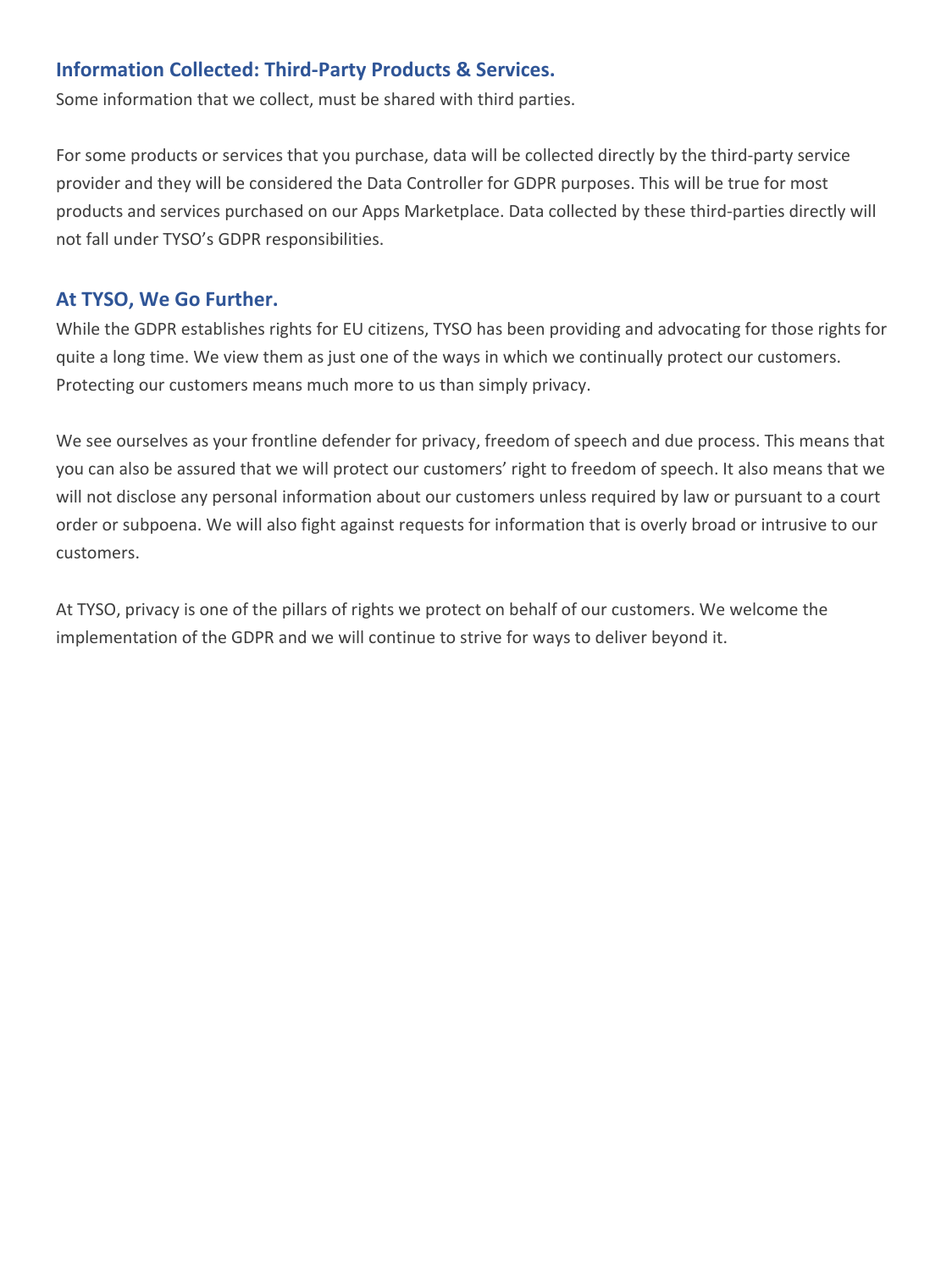### Information Collected: Third-Party Products & Services.

Some information that we collect, must be shared with third parties.

For some products or services that you purchase, data will be collected directly by the third-party service provider and they will be considered the Data Controller for GDPR purposes. This will be true for most products and services purchased on our Apps Marketplace. Data collected by these third-parties directly will not fall under TYSO's GDPR responsibilities.

### At TYSO, We Go Further.

While the GDPR establishes rights for EU citizens, TYSO has been providing and advocating for those rights for quite a long time. We view them as just one of the ways in which we continually protect our customers. Protecting our customers means much more to us than simply privacy.

We see ourselves as your frontline defender for privacy, freedom of speech and due process. This means that you can also be assured that we will protect our customers' right to freedom of speech. It also means that we will not disclose any personal information about our customers unless required by law or pursuant to a court order or subpoena. We will also fight against requests for information that is overly broad or intrusive to our customers.

At TYSO, privacy is one of the pillars of rights we protect on behalf of our customers. We welcome the implementation of the GDPR and we will continue to strive for ways to deliver beyond it.